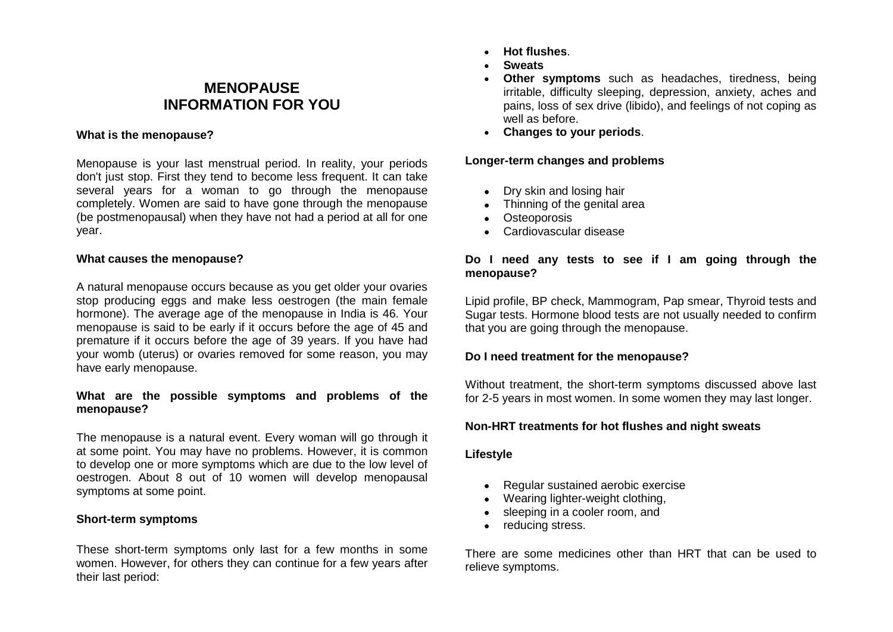# MENOPAUSE
# INFORMATION FOR YOU

### What is the menopause?

Menopause is your last menstrual period. In reality, your periods don't just stop. First they tend to become less frequent. It can take several years for a woman to go through the menopause completely. Women are said to have gone through the menopause (be postmenopausal) when they have not had a period at all for one year.

### What causes the menopause?

A natural menopause occurs because as you get older your ovaries stop producing eggs and make less oestrogen (the main female hormone). The average age of the menopause in India is 46. Your menopause is said to be early if it occurs before the age of 45 and premature if it occurs before the age of 39 years. If you have had your womb (uterus) or ovaries removed for some reason, you may have early menopause.

### What are the possible symptoms and problems of the menopause?

The menopause is a natural event. Every woman will go through it at some point. You may have no problems. However, it is common to develop one or more symptoms which are due to the low level of oestrogen. About 8 out of 10 women will develop menopausal symptoms at some point.

### Short-term symptoms

These short-term symptoms only last for a few months in some women. However, for others they can continue for a few years after their last period:

- **Hot flushes**.
- **Sweats**
- **Other symptoms** such as headaches, tiredness, being irritable, difficulty sleeping, depression, anxiety, aches and pains, loss of sex drive (libido), and feelings of not coping as well as before.
- **Changes to your periods**.

### Longer-term changes and problems

- Dry skin and losing hair
- Thinning of the genital area
- Osteoporosis
- Cardiovascular disease

### Do I need any tests to see if I am going through the menopause?

Lipid profile, BP check, Mammogram, Pap smear, Thyroid tests and Sugar tests. Hormone blood tests are not usually needed to confirm that you are going through the menopause.

### Do I need treatment for the menopause?

Without treatment, the short-term symptoms discussed above last for 2-5 years in most women. In some women they may last longer.

### Non-HRT treatments for hot flushes and night sweats

### Lifestyle

- Regular sustained aerobic exercise
- Wearing lighter-weight clothing,
- sleeping in a cooler room, and
- reducing stress.

There are some medicines other than HRT that can be used to relieve symptoms.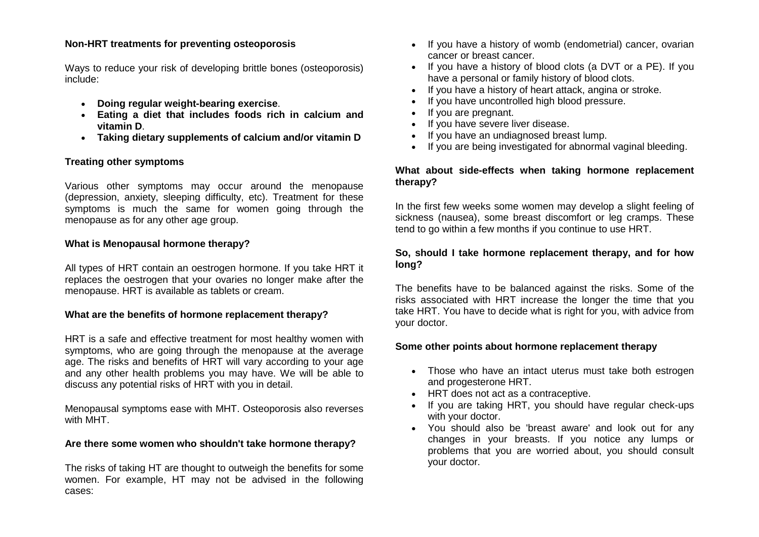**Non-HRT treatments for preventing osteoporosis**

Ways to reduce your risk of developing brittle bones (osteoporosis) include:

- **Doing regular weight-bearing exercise**.
- **Eating a diet that includes foods rich in calcium and vitamin D**.
- **Taking dietary supplements of calcium and/or vitamin D**

**Treating other symptoms**

Various other symptoms may occur around the menopause (depression, anxiety, sleeping difficulty, etc). Treatment for these symptoms is much the same for women going through the menopause as for any other age group.

**What is Menopausal hormone therapy?**

All types of HRT contain an oestrogen hormone. If you take HRT it replaces the oestrogen that your ovaries no longer make after the menopause. HRT is available as tablets or cream.

**What are the benefits of hormone replacement therapy?**

HRT is a safe and effective treatment for most healthy women with symptoms, who are going through the menopause at the average age. The risks and benefits of HRT will vary according to your age and any other health problems you may have. We will be able to discuss any potential risks of HRT with you in detail.

Menopausal symptoms ease with MHT. Osteoporosis also reverses with MHT.

**Are there some women who shouldn't take hormone therapy?**

The risks of taking HT are thought to outweigh the benefits for some women. For example, HT may not be advised in the following cases:

- If you have a history of womb (endometrial) cancer, ovarian cancer or breast cancer.
- If you have a history of blood clots (a DVT or a PE). If you have a personal or family history of blood clots.
- If you have a history of heart attack, angina or stroke.
- If you have uncontrolled high blood pressure.
- If you are pregnant.
- If you have severe liver disease.
- If you have an undiagnosed breast lump.
- If you are being investigated for abnormal vaginal bleeding.

**What about side-effects when taking hormone replacement therapy?**

In the first few weeks some women may develop a slight feeling of sickness (nausea), some breast discomfort or leg cramps. These tend to go within a few months if you continue to use HRT.

**So, should I take hormone replacement therapy, and for how long?**

The benefits have to be balanced against the risks. Some of the risks associated with HRT increase the longer the time that you take HRT. You have to decide what is right for you, with advice from your doctor.

**Some other points about hormone replacement therapy**

- Those who have an intact uterus must take both estrogen and progesterone HRT.
- HRT does not act as a contraceptive.
- If you are taking HRT, you should have regular check-ups with your doctor.
- You should also be 'breast aware' and look out for any changes in your breasts. If you notice any lumps or problems that you are worried about, you should consult your doctor.